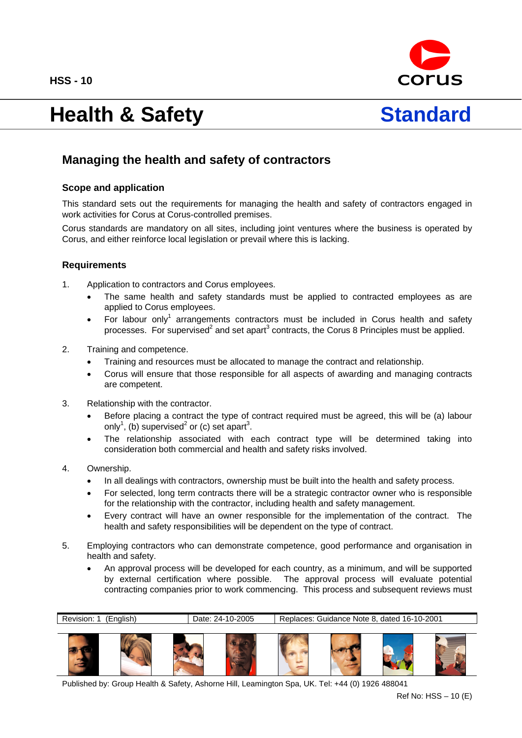HSS - 10

# Health & Safety Standard

## Managing the health and safety of contractors

### Scope and application

This standard sets out the requirements for managing the health and safety of contractors engaged in work activities for Corus at Corus-controlled premises.

Corus standards are mandatory on all sites, including joint ventures where the business is operated by Corus, and either reinforce local legislation or prevail where this is lacking.

### Requirements

1. Application to contractors and Corus employees.
   - The same health and safety standards must be applied to contracted employees as are applied to Corus employees.
   - For labour only[1] arrangements contractors must be included in Corus health and safety processes. For supervised[2] and set apart[3] contracts, the Corus 8 Principles must be applied.

2. Training and competence.
   - Training and resources must be allocated to manage the contract and relationship.
   - Corus will ensure that those responsible for all aspects of awarding and managing contracts are competent.

3. Relationship with the contractor.
   - Before placing a contract the type of contract required must be agreed, this will be (a) labour only[1], (b) supervised[2] or (c) set apart[3].
   - The relationship associated with each contract type will be determined taking into consideration both commercial and health and safety risks involved.

4. Ownership.
   - In all dealings with contractors, ownership must be built into the health and safety process.
   - For selected, long term contracts there will be a strategic contractor owner who is responsible for the relationship with the contractor, including health and safety management.
   - Every contract will have an owner responsible for the implementation of the contract. The health and safety responsibilities will be dependent on the type of contract.

5. Employing contractors who can demonstrate competence, good performance and organisation in health and safety.
   - An approval process will be developed for each country, as a minimum, and will be supported by external certification where possible. The approval process will evaluate potential contracting companies prior to work commencing. This process and subsequent reviews must

| Revision: 1 (English) | Date: 24-10-2005 | Replaces: Guidance Note 8, dated 16-10-2001 |
| --- | --- | --- |

Published by: Group Health & Safety, Ashorne Hill, Leamington Spa, UK. Tel: +44 (0) 1926 488041

Ref No: HSS – 10 (E)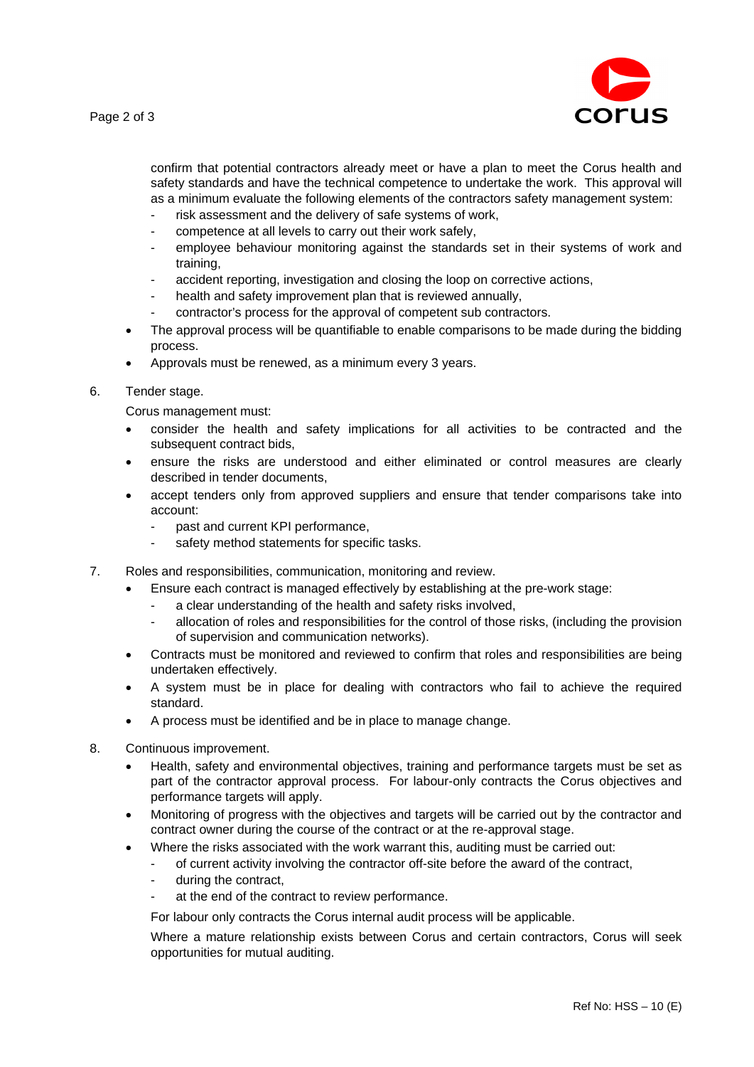confirm that potential contractors already meet or have a plan to meet the Corus health and safety standards and have the technical competence to undertake the work. This approval will as a minimum evaluate the following elements of the contractors safety management system:

- risk assessment and the delivery of safe systems of work,
- competence at all levels to carry out their work safely,
- employee behaviour monitoring against the standards set in their systems of work and training,
- accident reporting, investigation and closing the loop on corrective actions,
- health and safety improvement plan that is reviewed annually,
- contractor's process for the approval of competent sub contractors.

- The approval process will be quantifiable to enable comparisons to be made during the bidding process.
- Approvals must be renewed, as a minimum every 3 years.

6. Tender stage.

   Corus management must:

   - consider the health and safety implications for all activities to be contracted and the subsequent contract bids,
   - ensure the risks are understood and either eliminated or control measures are clearly described in tender documents,
   - accept tenders only from approved suppliers and ensure that tender comparisons take into account:
     - past and current KPI performance,
     - safety method statements for specific tasks.

7. Roles and responsibilities, communication, monitoring and review.

   - Ensure each contract is managed effectively by establishing at the pre-work stage:
     - a clear understanding of the health and safety risks involved,
     - allocation of roles and responsibilities for the control of those risks, (including the provision of supervision and communication networks).
   - Contracts must be monitored and reviewed to confirm that roles and responsibilities are being undertaken effectively.
   - A system must be in place for dealing with contractors who fail to achieve the required standard.
   - A process must be identified and be in place to manage change.

8. Continuous improvement.

   - Health, safety and environmental objectives, training and performance targets must be set as part of the contractor approval process. For labour-only contracts the Corus objectives and performance targets will apply.
   - Monitoring of progress with the objectives and targets will be carried out by the contractor and contract owner during the course of the contract or at the re-approval stage.
   - Where the risks associated with the work warrant this, auditing must be carried out:
     - of current activity involving the contractor off-site before the award of the contract,
     - during the contract,
     - at the end of the contract to review performance.

     For labour only contracts the Corus internal audit process will be applicable.

     Where a mature relationship exists between Corus and certain contractors, Corus will seek opportunities for mutual auditing.

Ref No: HSS – 10 (E)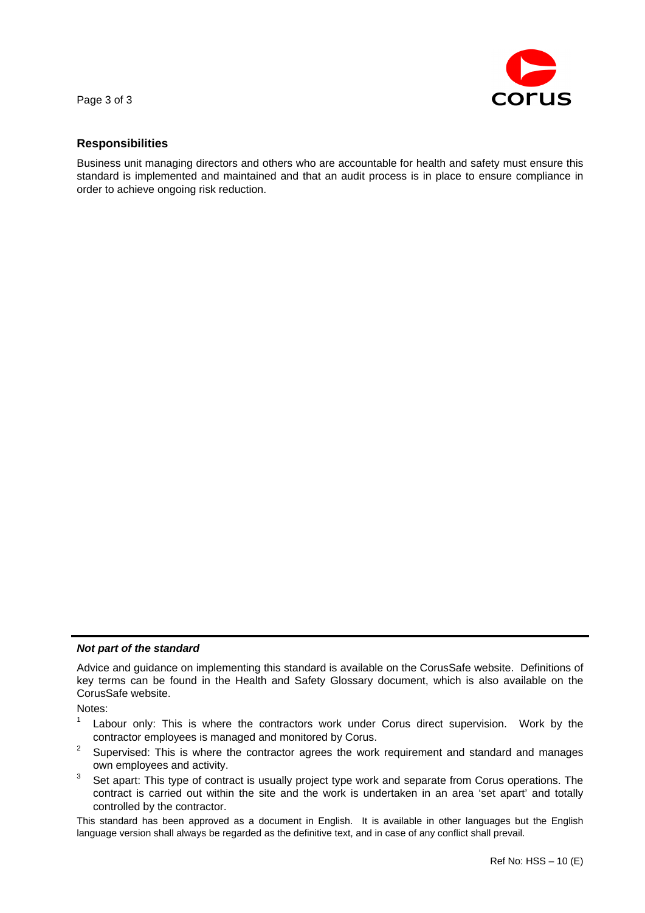## Responsibilities

Business unit managing directors and others who are accountable for health and safety must ensure this standard is implemented and maintained and that an audit process is in place to ensure compliance in order to achieve ongoing risk reduction.

---

***Not part of the standard***

Advice and guidance on implementing this standard is available on the CorusSafe website. Definitions of key terms can be found in the Health and Safety Glossary document, which is also available on the CorusSafe website.

Notes:

[1] Labour only: This is where the contractors work under Corus direct supervision. Work by the contractor employees is managed and monitored by Corus.

[2] Supervised: This is where the contractor agrees the work requirement and standard and manages own employees and activity.

[3] Set apart: This type of contract is usually project type work and separate from Corus operations. The contract is carried out within the site and the work is undertaken in an area 'set apart' and totally controlled by the contractor.

This standard has been approved as a document in English. It is available in other languages but the English language version shall always be regarded as the definitive text, and in case of any conflict shall prevail.

Ref No: HSS – 10 (E)